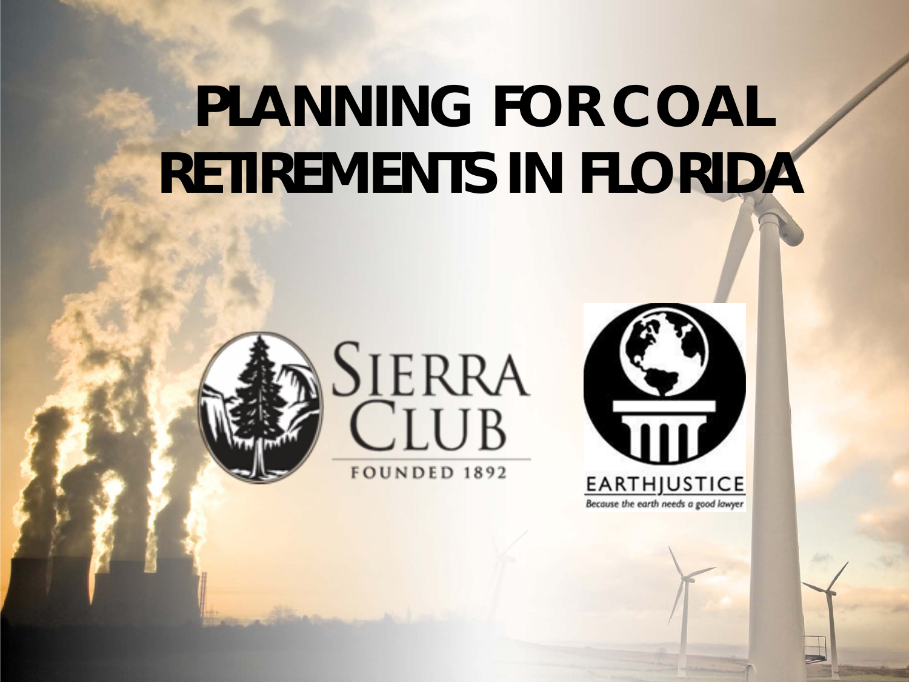# PLANNING FOR COAL RETIREMENTS IN FLORIDA

SIERRA CLUB

FOUNDED 1892

EARTHJUSTICE

*Because the earth needs a good lawyer*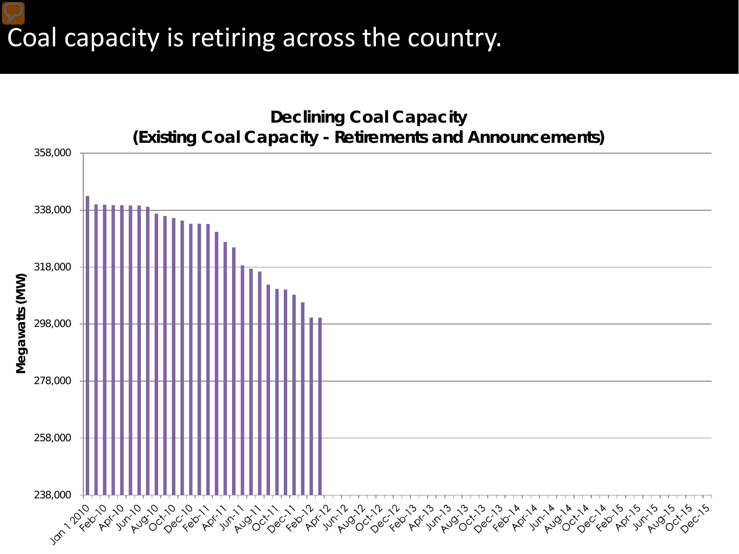# Coal capacity is retiring across the country.

**Declining Coal Capacity**
**(Existing Coal Capacity - Retirements and Announcements)**

Megawatts (MW)

358,000
338,000
318,000
298,000
278,000
258,000
238,000

Jan 1 2010, Feb-10, Apr-10, Jun-10, Aug-10, Oct-10, Dec-10, Feb-11, Apr-11, Jun-11, Aug-11, Oct-11, Dec-11, Feb-12, Apr-12, Jun-12, Aug-12, Oct-12, Dec-12, Feb-13, Apr-13, Jun-13, Aug-13, Oct-13, Dec-13, Feb-14, Apr-14, Jun-14, Aug-14, Oct-14, Dec-14, Feb-15, Apr-15, Jun-15, Aug-15, Oct-15, Dec-15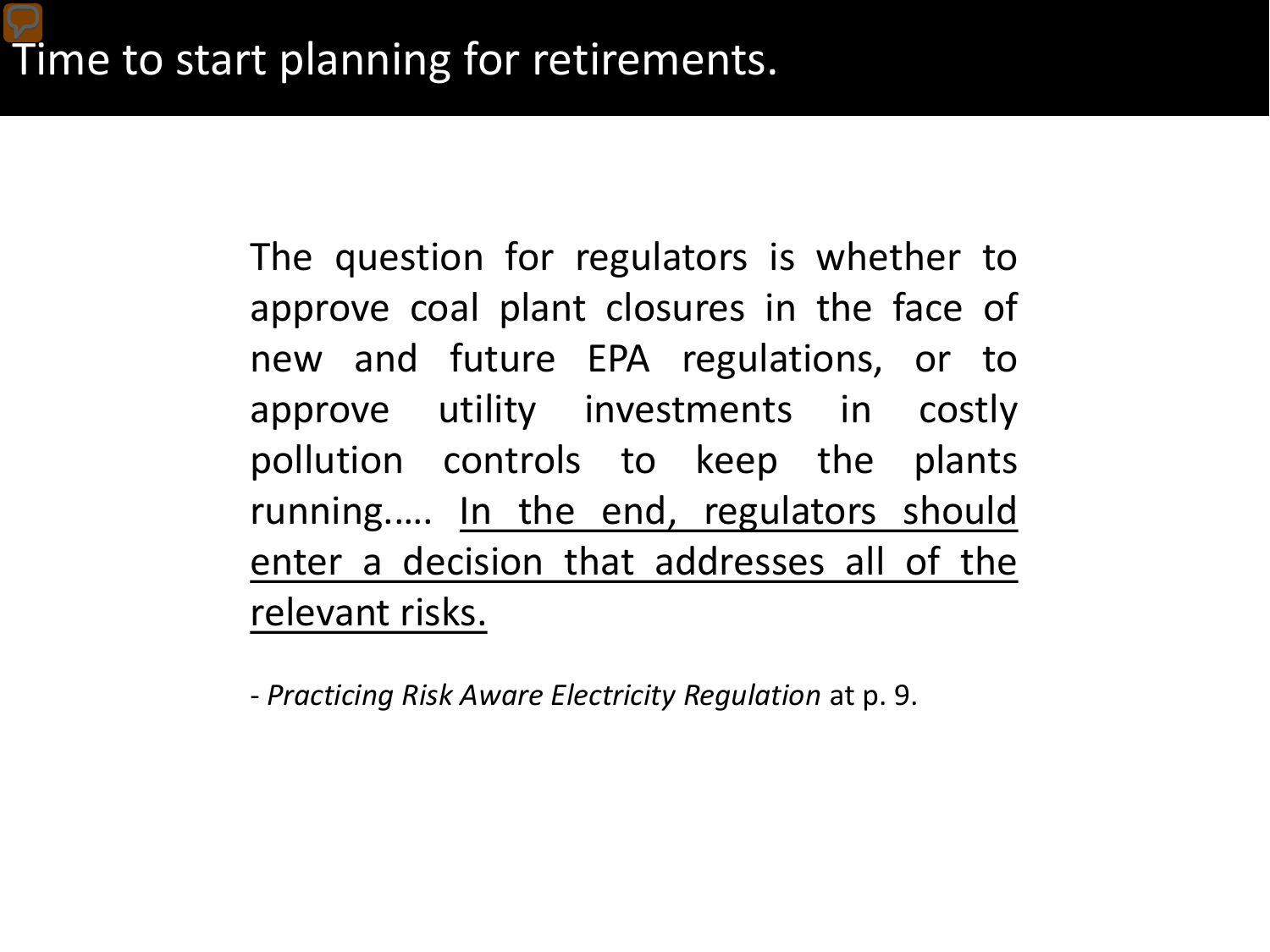# Time to start planning for retirements.

> The question for regulators is whether to approve coal plant closures in the face of new and future EPA regulations, or to approve utility investments in costly pollution controls to keep the plants running….. <u>In the end, regulators should enter a decision that addresses all of the relevant risks.</u>
>
> \- *Practicing Risk Aware Electricity Regulation* at p. 9.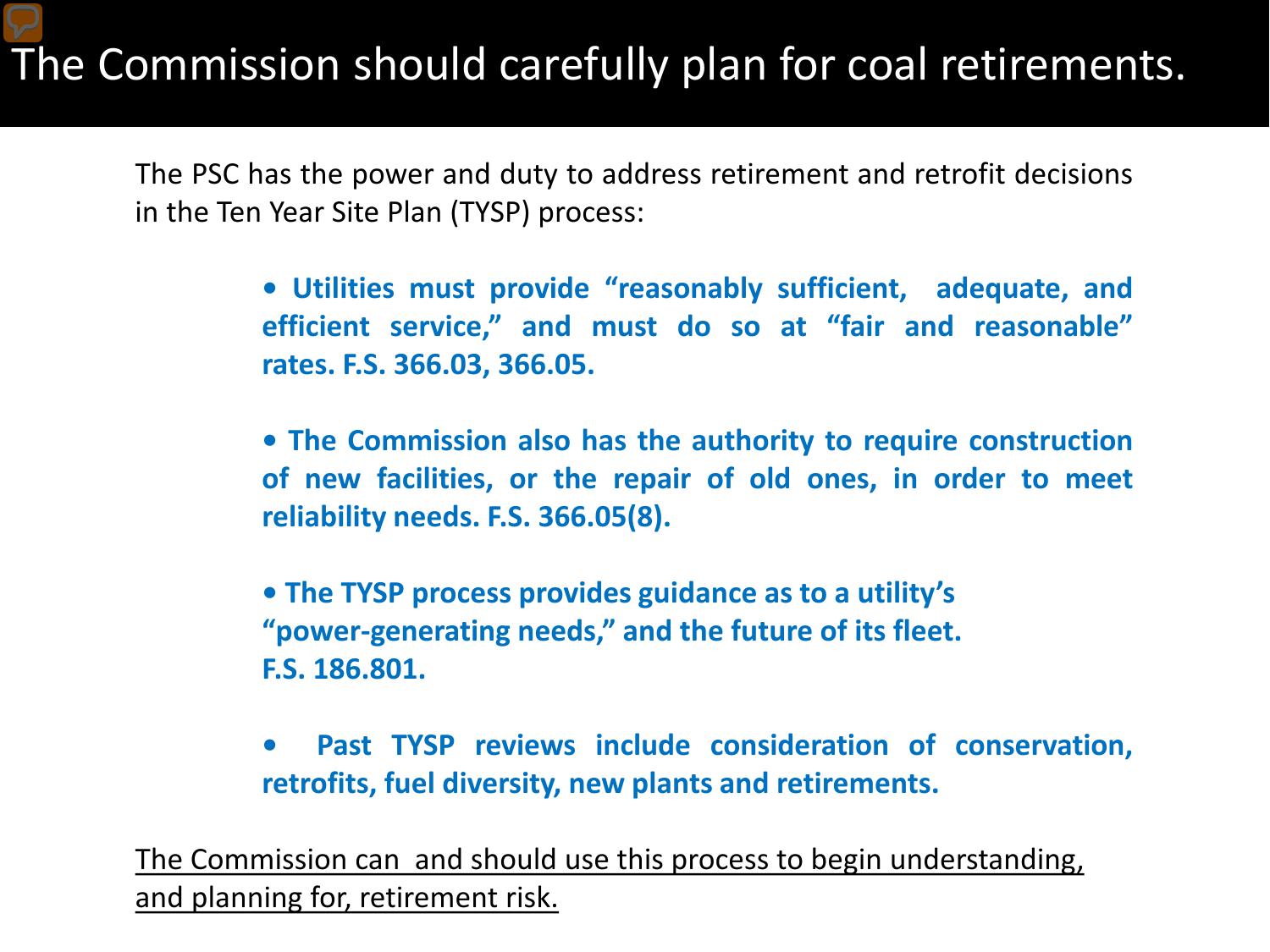# The Commission should carefully plan for coal retirements.

The PSC has the power and duty to address retirement and retrofit decisions in the Ten Year Site Plan (TYSP) process:

- **Utilities must provide "reasonably sufficient, adequate, and efficient service," and must do so at "fair and reasonable" rates. F.S. 366.03, 366.05.**

- **The Commission also has the authority to require construction of new facilities, or the repair of old ones, in order to meet reliability needs. F.S. 366.05(8).**

- **The TYSP process provides guidance as to a utility's "power-generating needs," and the future of its fleet. F.S. 186.801.**

- **Past TYSP reviews include consideration of conservation, retrofits, fuel diversity, new plants and retirements.**

<u>The Commission can and should use this process to begin understanding, and planning for, retirement risk.</u>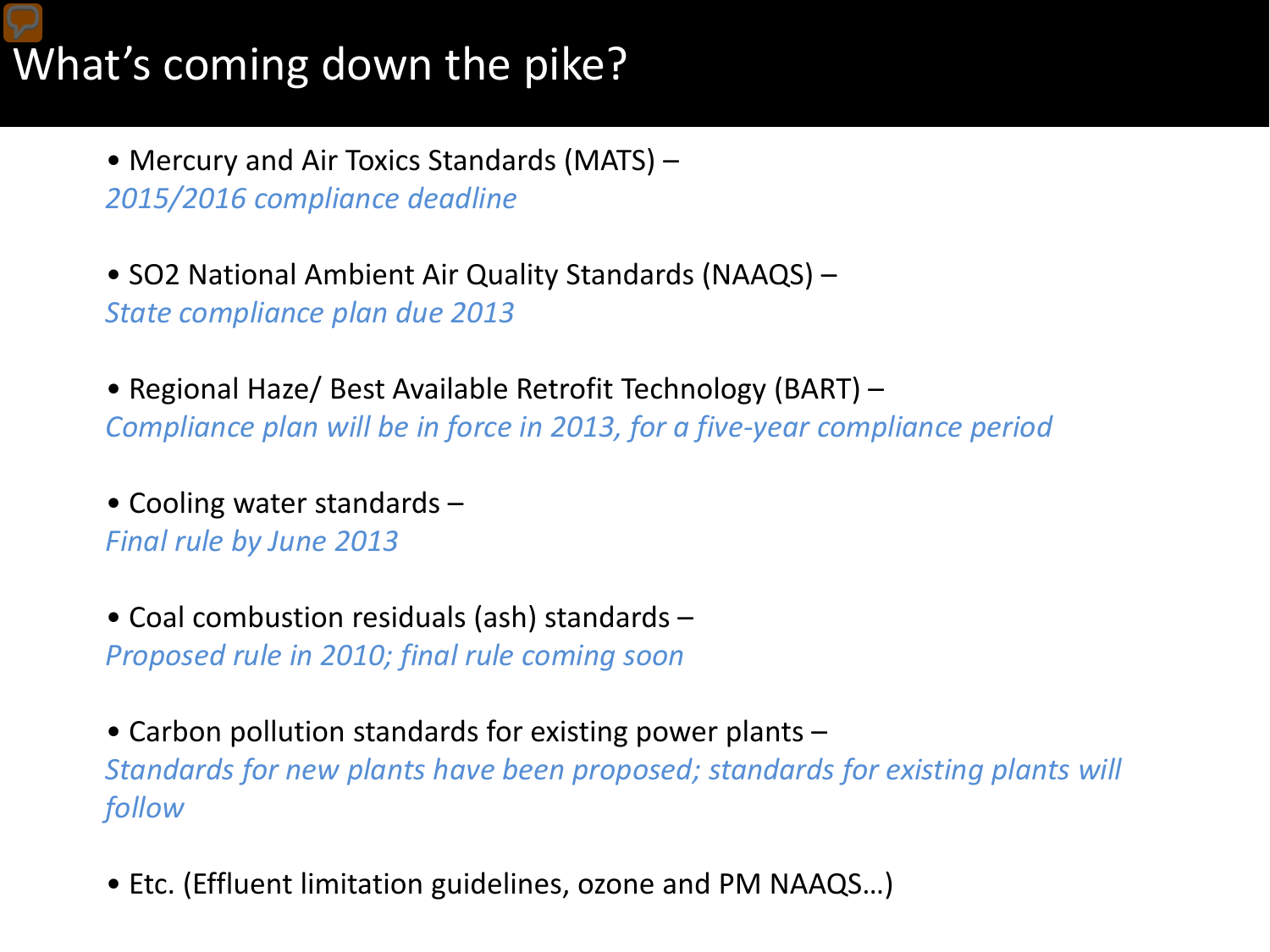# What's coming down the pike?

- Mercury and Air Toxics Standards (MATS) –
  *2015/2016 compliance deadline*

- SO2 National Ambient Air Quality Standards (NAAQS) –
  *State compliance plan due 2013*

- Regional Haze/ Best Available Retrofit Technology (BART) –
  *Compliance plan will be in force in 2013, for a five-year compliance period*

- Cooling water standards –
  *Final rule by June 2013*

- Coal combustion residuals (ash) standards –
  *Proposed rule in 2010; final rule coming soon*

- Carbon pollution standards for existing power plants –
  *Standards for new plants have been proposed; standards for existing plants will follow*

- Etc. (Effluent limitation guidelines, ozone and PM NAAQS…)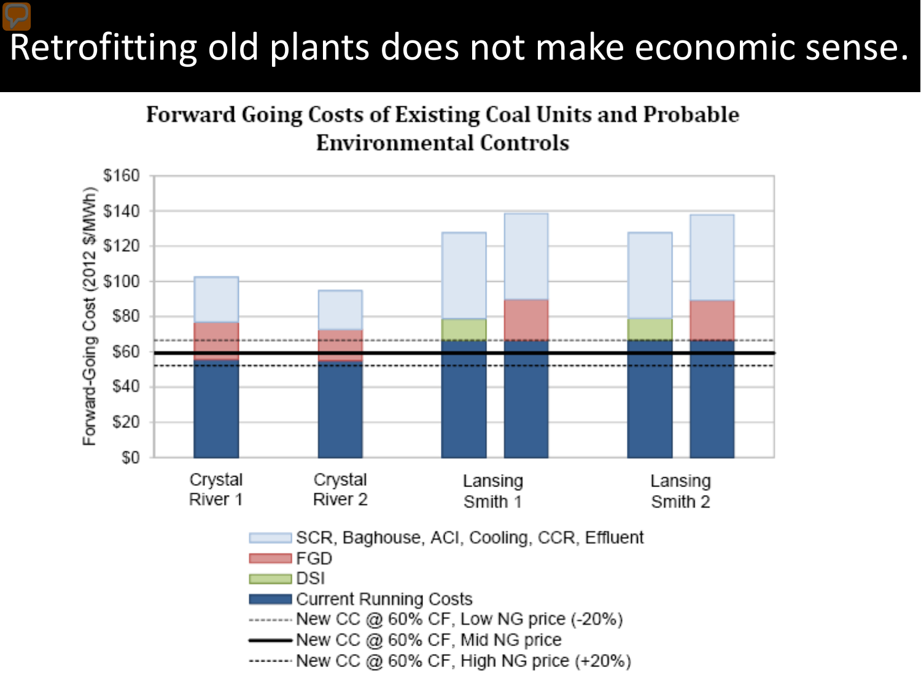# Retrofitting old plants does not make economic sense.

**Forward Going Costs of Existing Coal Units and Probable Environmental Controls**

Forward-Going Cost (2012 $/MWh)

$160
$140
$120
$100
$80
$60
$40
$20
$0

Crystal River 1

Crystal River 2

Lansing Smith 1

Lansing Smith 2

- SCR, Baghouse, ACI, Cooling, CCR, Effluent
- FGD
- DSI
- Current Running Costs
- New CC @ 60% CF, Low NG price (-20%)
- New CC @ 60% CF, Mid NG price
- New CC @ 60% CF, High NG price (+20%)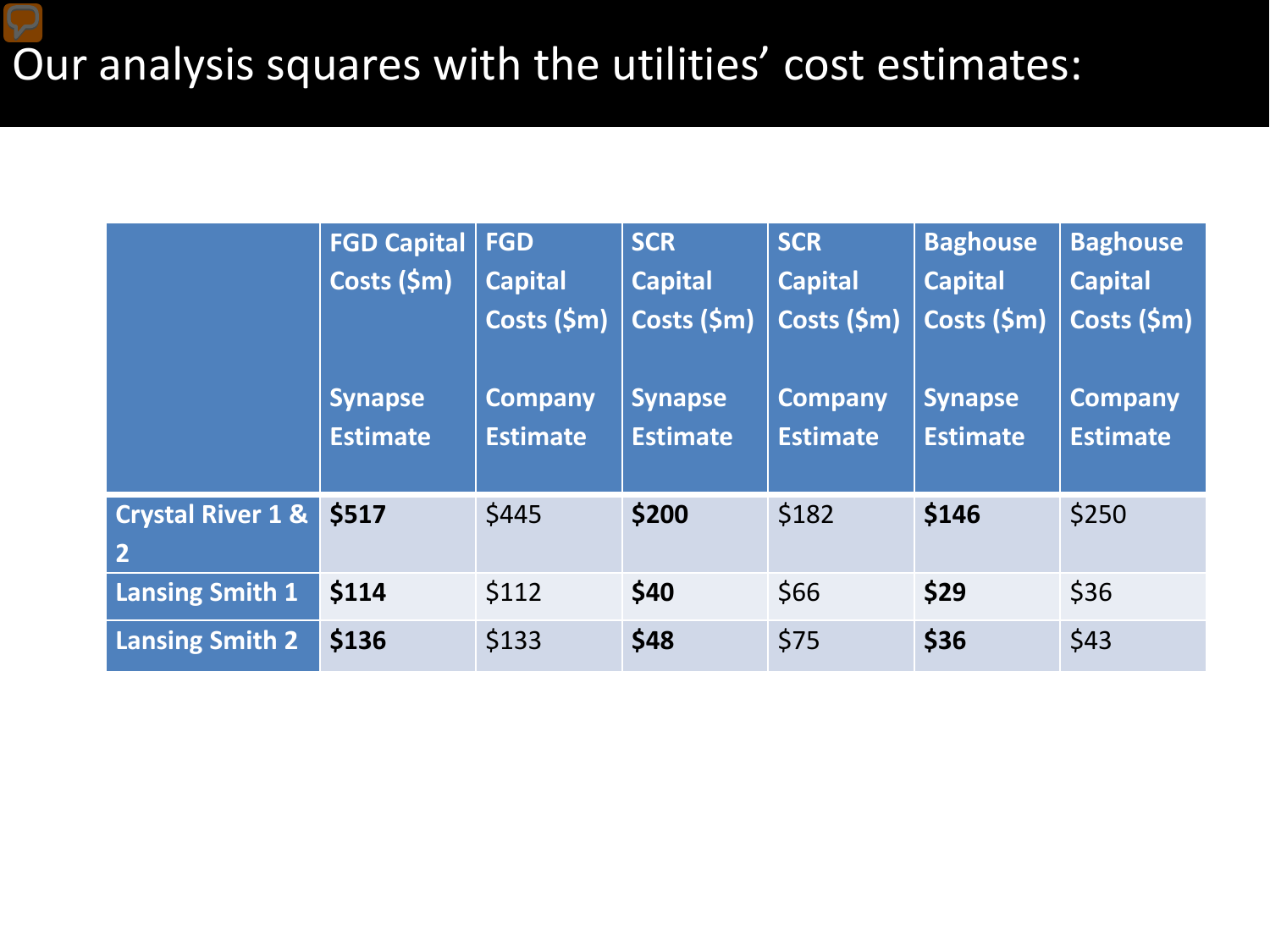# Our analysis squares with the utilities' cost estimates:

| | FGD Capital Costs ($m) Synapse Estimate | FGD Capital Costs ($m) Company Estimate | SCR Capital Costs ($m) Synapse Estimate | SCR Capital Costs ($m) Company Estimate | Baghouse Capital Costs ($m) Synapse Estimate | Baghouse Capital Costs ($m) Company Estimate |
|---|---|---|---|---|---|---|
| **Crystal River 1 & 2** | **$517** | $445 | **$200** | $182 | **$146** | $250 |
| **Lansing Smith 1** | **$114** | $112 | **$40** | $66 | **$29** | $36 |
| **Lansing Smith 2** | **$136** | $133 | **$48** | $75 | **$36** | $43 |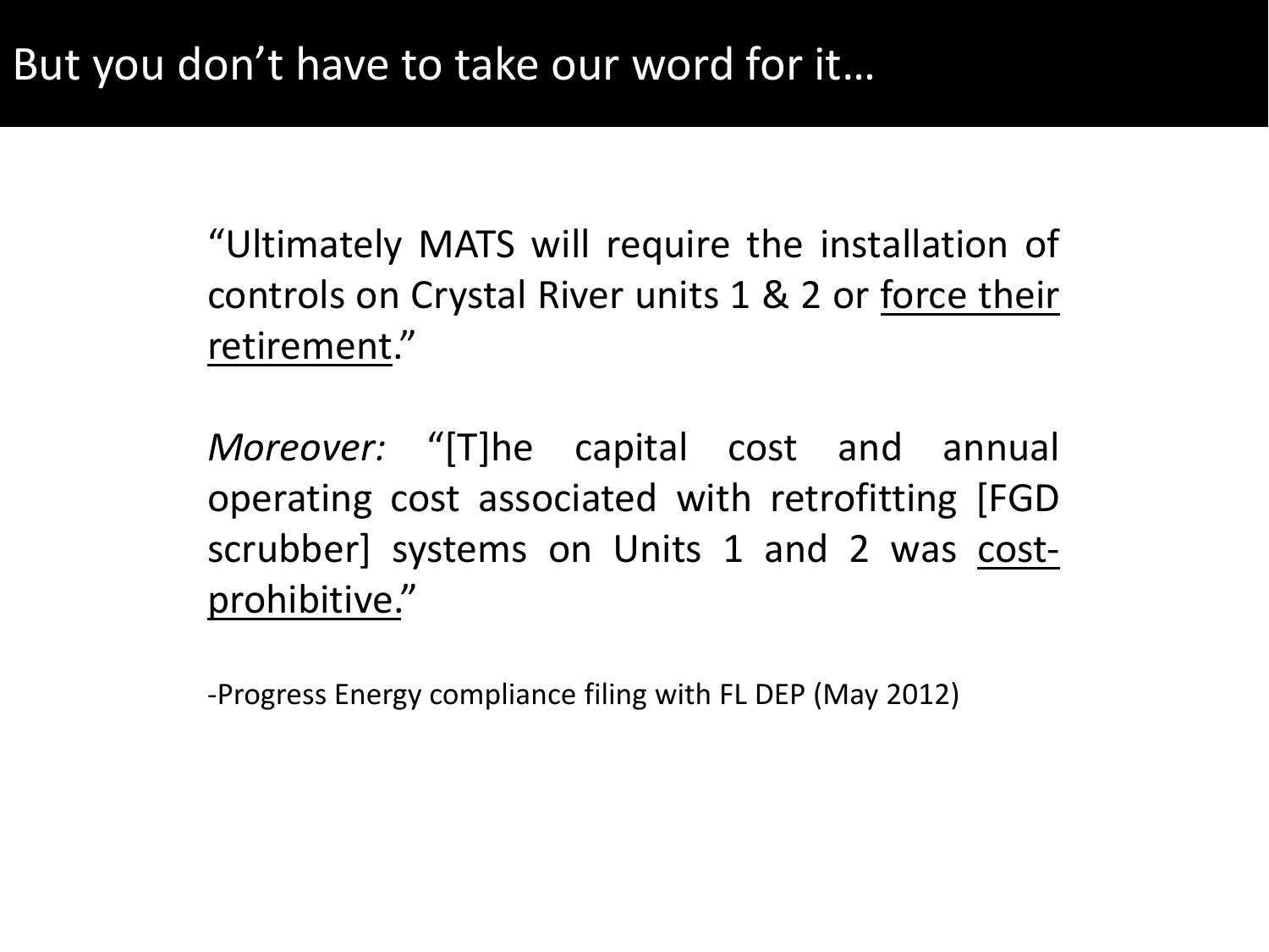# But you don't have to take our word for it…

"Ultimately MATS will require the installation of controls on Crystal River units 1 & 2 or <u>force their retirement</u>."

*Moreover:* "[T]he capital cost and annual operating cost associated with retrofitting [FGD scrubber] systems on Units 1 and 2 was <u>cost-prohibitive</u>."

-Progress Energy compliance filing with FL DEP (May 2012)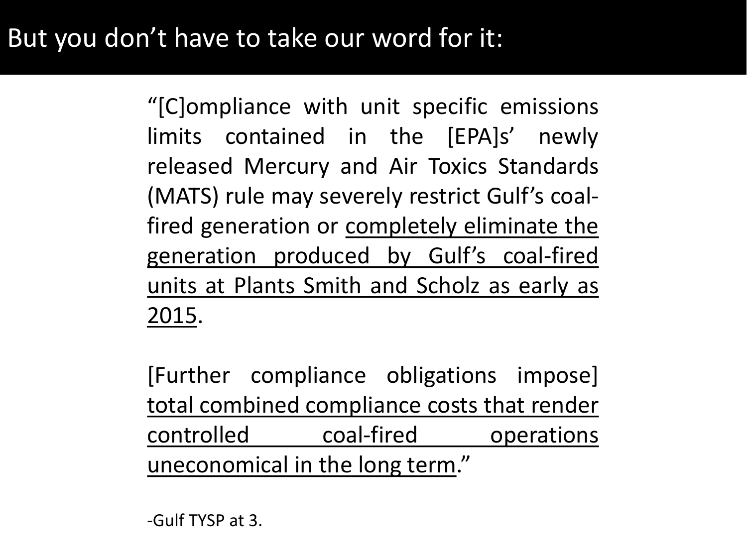# But you don’t have to take our word for it:

“[C]ompliance with unit specific emissions limits contained in the [EPA]s’ newly released Mercury and Air Toxics Standards (MATS) rule may severely restrict Gulf’s coal-fired generation or <u>completely eliminate the generation produced by Gulf’s coal-fired units at Plants Smith and Scholz as early as 2015</u>.

[Further compliance obligations impose] <u>total combined compliance costs that render controlled coal-fired operations uneconomical in the long term</u>.”

-Gulf TYSP at 3.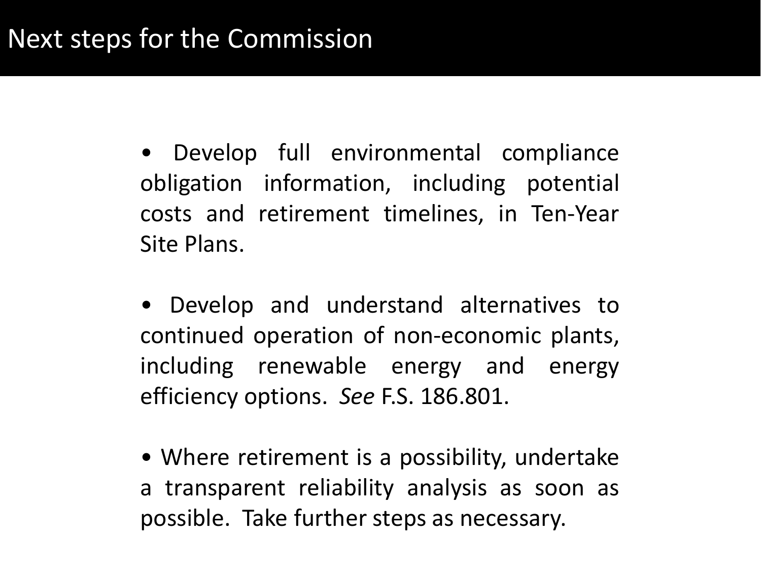# Next steps for the Commission

- Develop full environmental compliance obligation information, including potential costs and retirement timelines, in Ten-Year Site Plans.

- Develop and understand alternatives to continued operation of non-economic plants, including renewable energy and energy efficiency options. *See* F.S. 186.801.

- Where retirement is a possibility, undertake a transparent reliability analysis as soon as possible. Take further steps as necessary.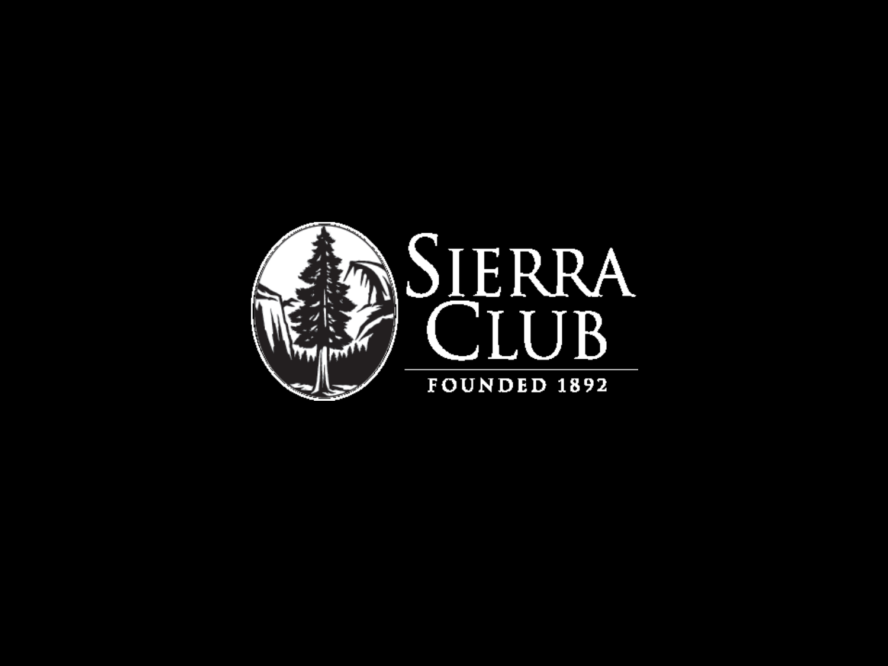Sierra Club

FOUNDED 1892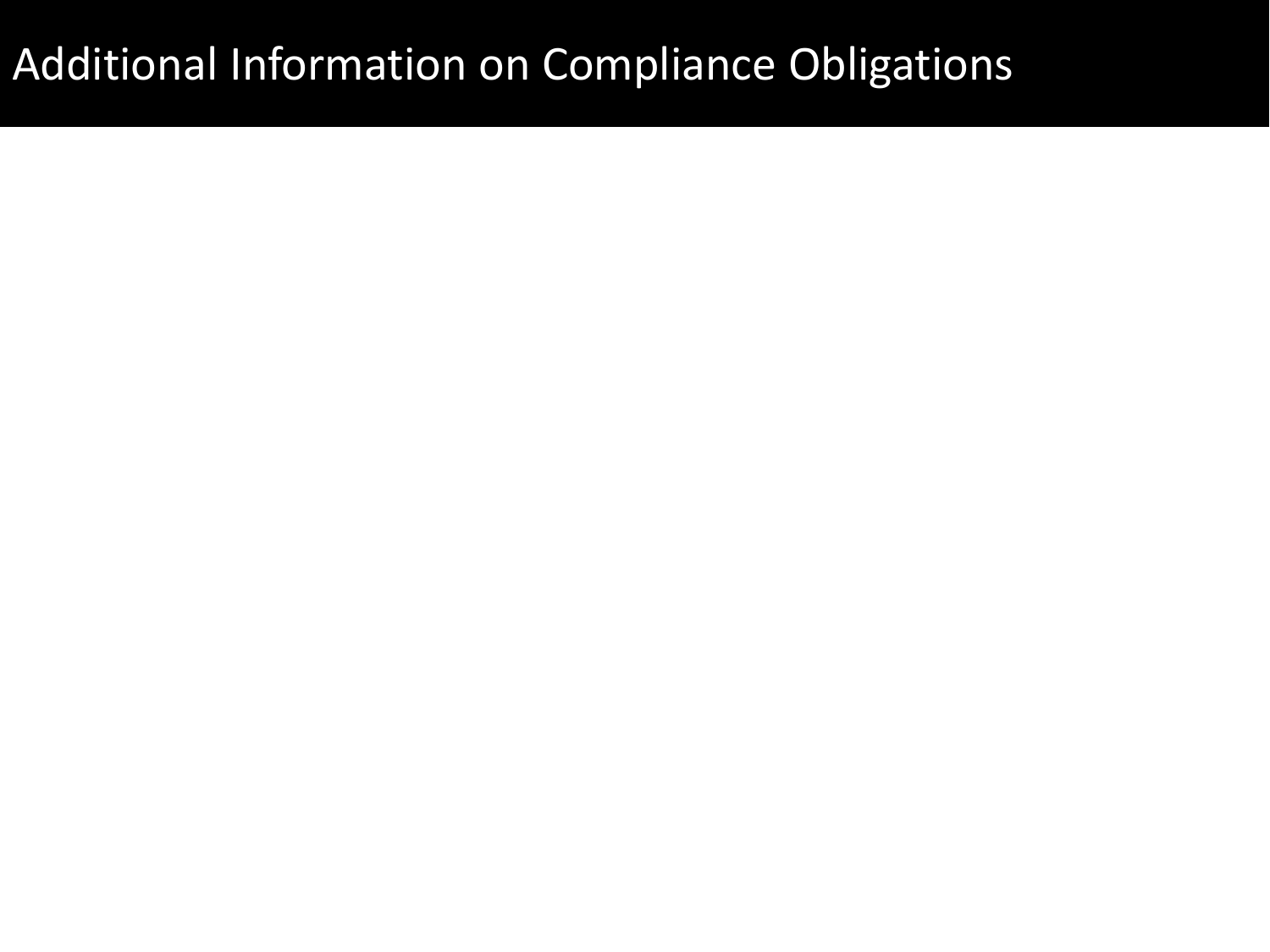# Additional Information on Compliance Obligations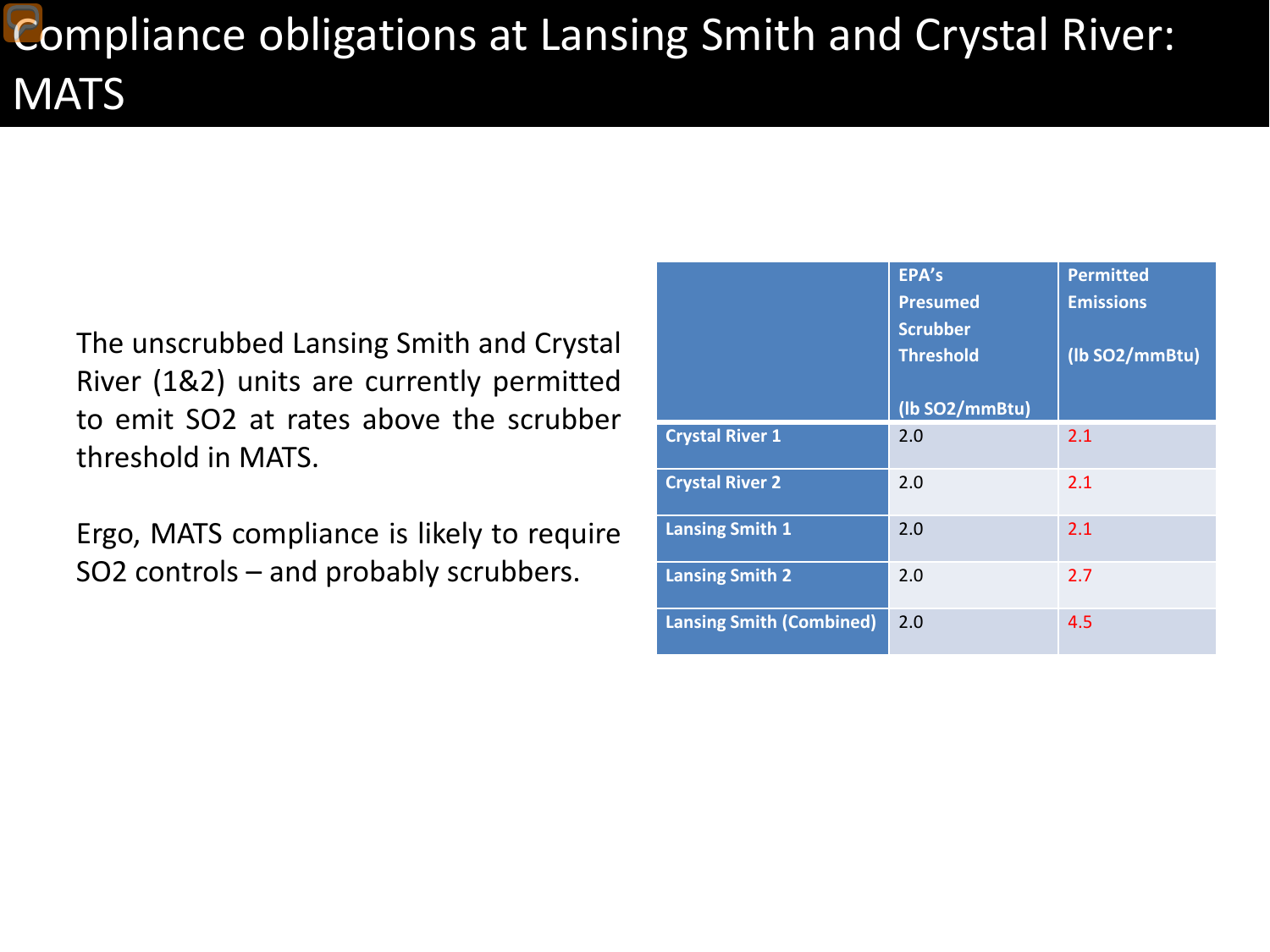# Compliance obligations at Lansing Smith and Crystal River: MATS

The unscrubbed Lansing Smith and Crystal River (1&2) units are currently permitted to emit $SO_2$ at rates above the scrubber threshold in MATS.

Ergo, MATS compliance is likely to require $SO_2$ controls – and probably scrubbers.

| | EPA's Presumed Scrubber Threshold (lb $SO_2$/mmBtu) | Permitted Emissions (lb $SO_2$/mmBtu) |
|---|---|---|
| **Crystal River 1** | 2.0 | 2.1 |
| **Crystal River 2** | 2.0 | 2.1 |
| **Lansing Smith 1** | 2.0 | 2.1 |
| **Lansing Smith 2** | 2.0 | 2.7 |
| **Lansing Smith (Combined)** | 2.0 | 4.5 |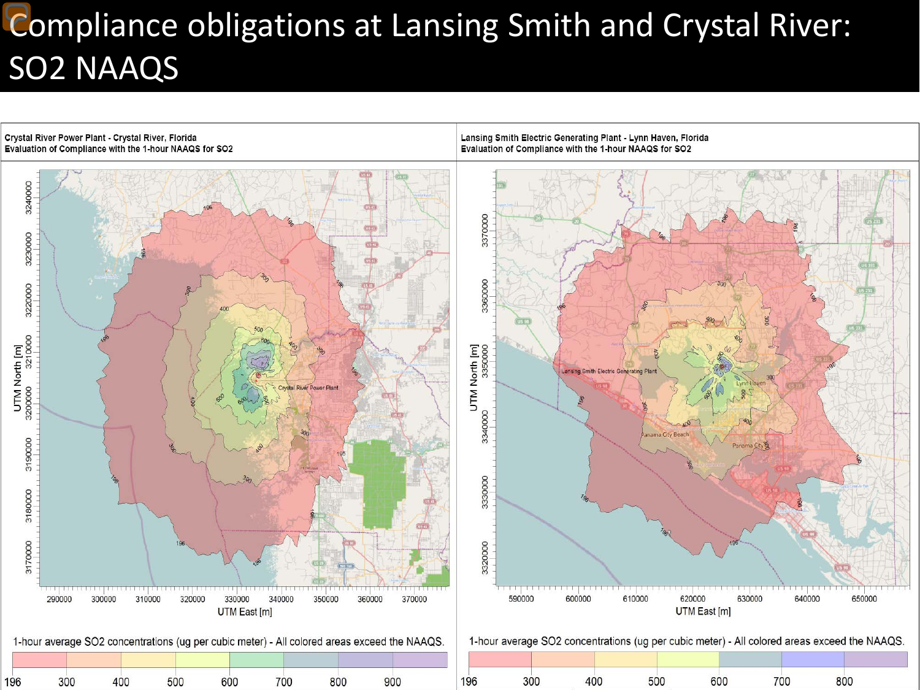# Compliance obligations at Lansing Smith and Crystal River: $SO_2$ NAAQS

**Crystal River Power Plant - Crystal River, Florida**
**Evaluation of Compliance with the 1-hour NAAQS for SO2**

1-hour average SO2 concentrations (ug per cubic meter) - All colored areas exceed the NAAQS.

196 | 300 | 400 | 500 | 600 | 700 | 800 | 900

**Lansing Smith Electric Generating Plant - Lynn Haven, Florida**
**Evaluation of Compliance with the 1-hour NAAQS for SO2**

1-hour average SO2 concentrations (ug per cubic meter) - All colored areas exceed the NAAQS.

196 | 300 | 400 | 500 | 600 | 700 | 800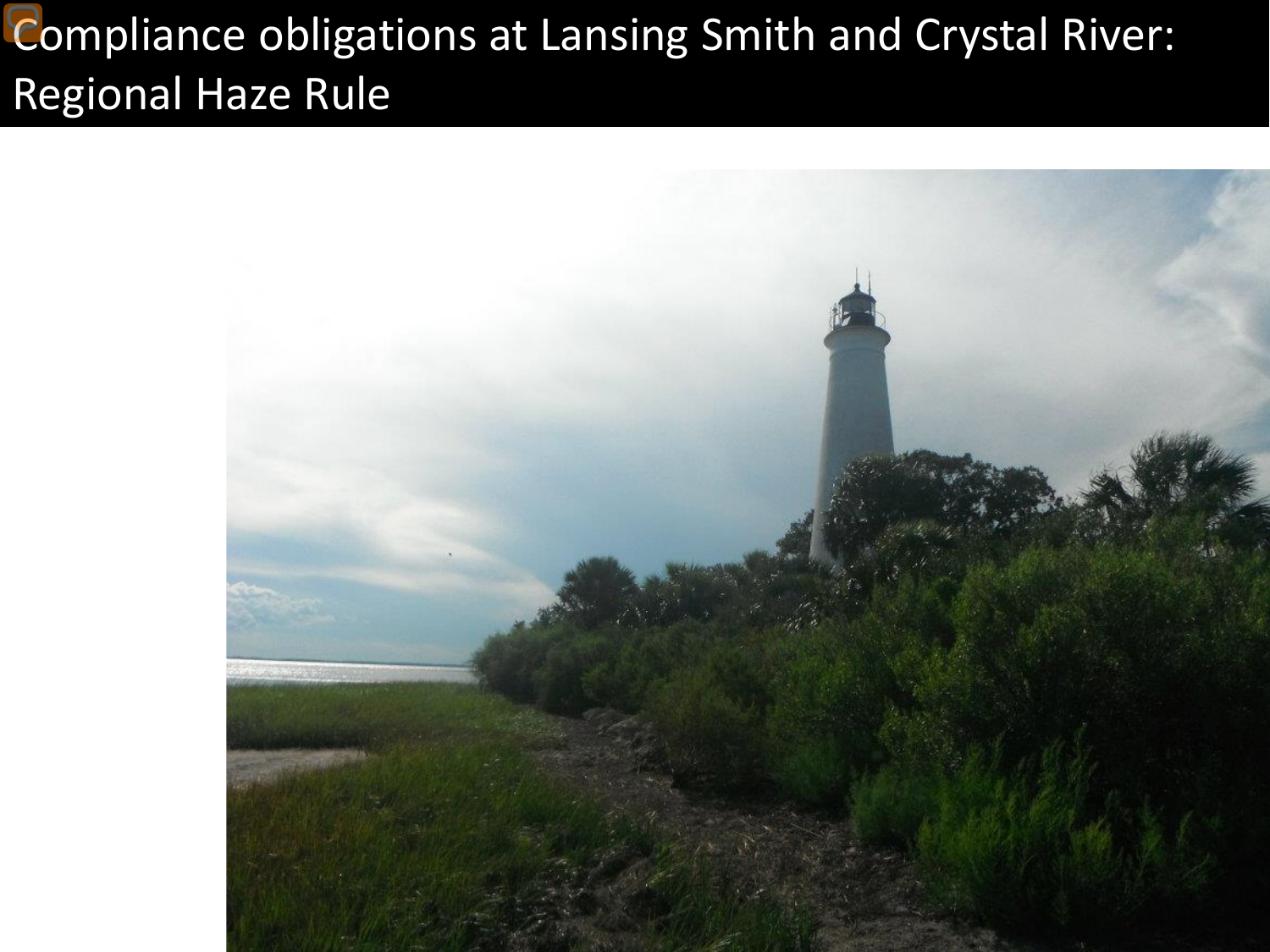# Compliance obligations at Lansing Smith and Crystal River: Regional Haze Rule